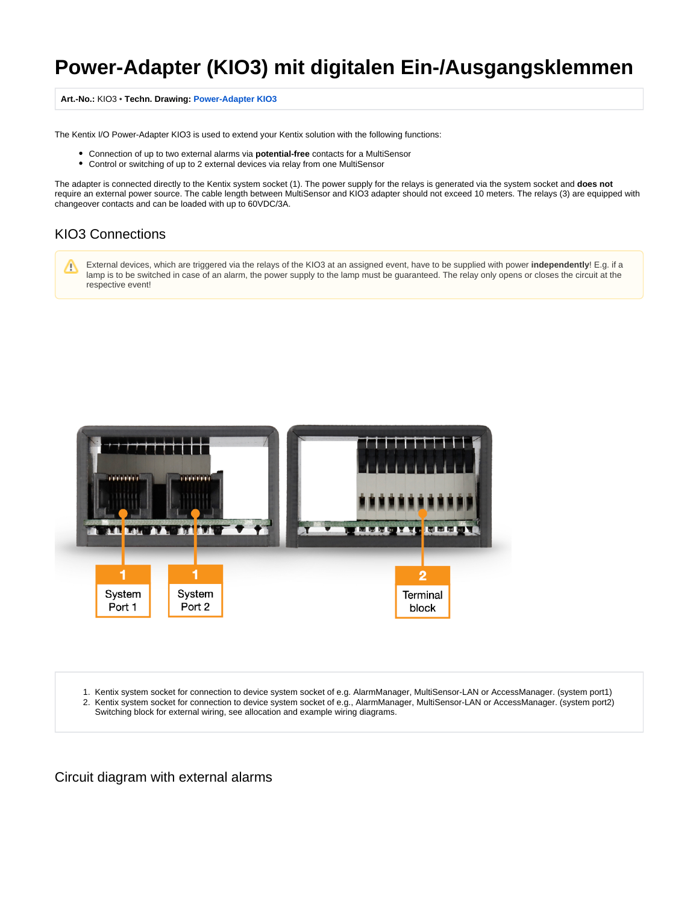# Power-Adapter (KIO3) mit digitalen Ein-/Ausgangsklemmen

**Art.-No.:** KIO3 • **Techn. Drawing:** Power-Adapter KIO3

The Kentix I/O Power-Adapter KIO3 is used to extend your Kentix solution with the following functions:

- Connection of up to two external alarms via **potential-free** contacts for a MultiSensor
- Control or switching of up to 2 external devices via relay from one MultiSensor

The adapter is connected directly to the Kentix system socket (1). The power supply for the relays is generated via the system socket and **does not** require an external power source. The cable length between MultiSensor and KIO3 adapter should not exceed 10 meters. The relays (3) are equipped with changeover contacts and can be loaded with up to 60VDC/3A.

## KIO3 Connections

External devices, which are triggered via the relays of the KIO3 at an assigned event, have to be supplied with power **independently**! E.g. if a lamp is to be switched in case of an alarm, the power supply to the lamp must be guaranteed. The relay only opens or closes the circuit at the respective event!

1 System Port 1

1 System Port 2

2 Terminal block

1. Kentix system socket for connection to device system socket of e.g. AlarmManager, MultiSensor-LAN or AccessManager. (system port1)
2. Kentix system socket for connection to device system socket of e.g., AlarmManager, MultiSensor-LAN or AccessManager. (system port2)
   Switching block for external wiring, see allocation and example wiring diagrams.

## Circuit diagram with external alarms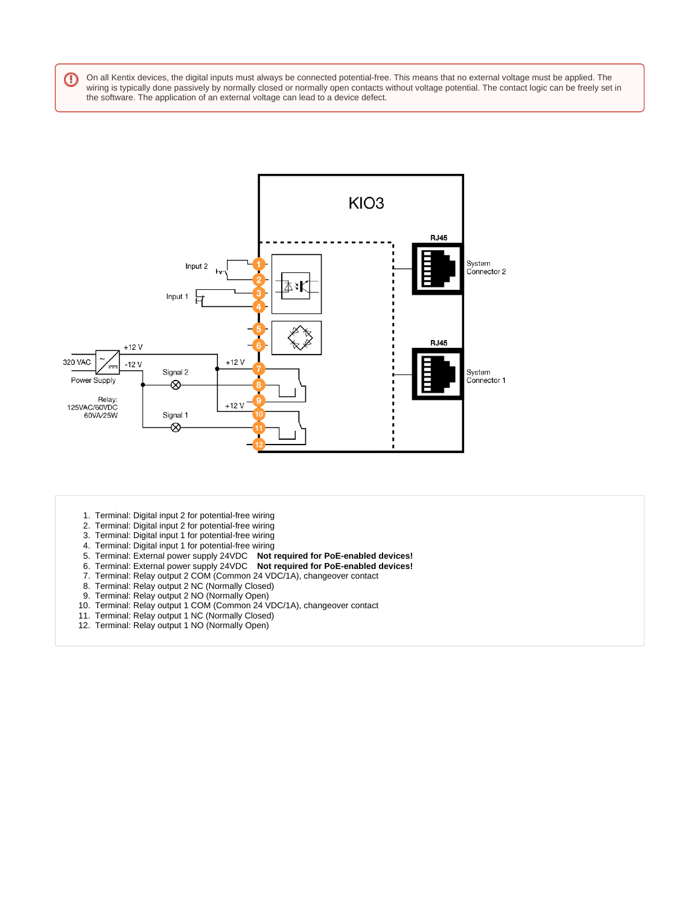On all Kentix devices, the digital inputs must always be connected potential-free. This means that no external voltage must be applied. The wiring is typically done passively by normally closed or normally open contacts without voltage potential. The contact logic can be freely set in the software. The application of an external voltage can lead to a device defect.

KIO3

RJ45

System Connector 2

RJ45

System Connector 1

Input 2

Input 1

320 VAC

Power Supply

+12 V

-12 V

+12 V

Signal 2

+12 V

Signal 1

Relay:
125VAC/60VDC
60VA/25W

1. Terminal: Digital input 2 for potential-free wiring
2. Terminal: Digital input 2 for potential-free wiring
3. Terminal: Digital input 1 for potential-free wiring
4. Terminal: Digital input 1 for potential-free wiring
5. Terminal: External power supply 24VDC **Not required for PoE-enabled devices!**
6. Terminal: External power supply 24VDC **Not required for PoE-enabled devices!**
7. Terminal: Relay output 2 COM (Common 24 VDC/1A), changeover contact
8. Terminal: Relay output 2 NC (Normally Closed)
9. Terminal: Relay output 2 NO (Normally Open)
10. Terminal: Relay output 1 COM (Common 24 VDC/1A), changeover contact
11. Terminal: Relay output 1 NC (Normally Closed)
12. Terminal: Relay output 1 NO (Normally Open)